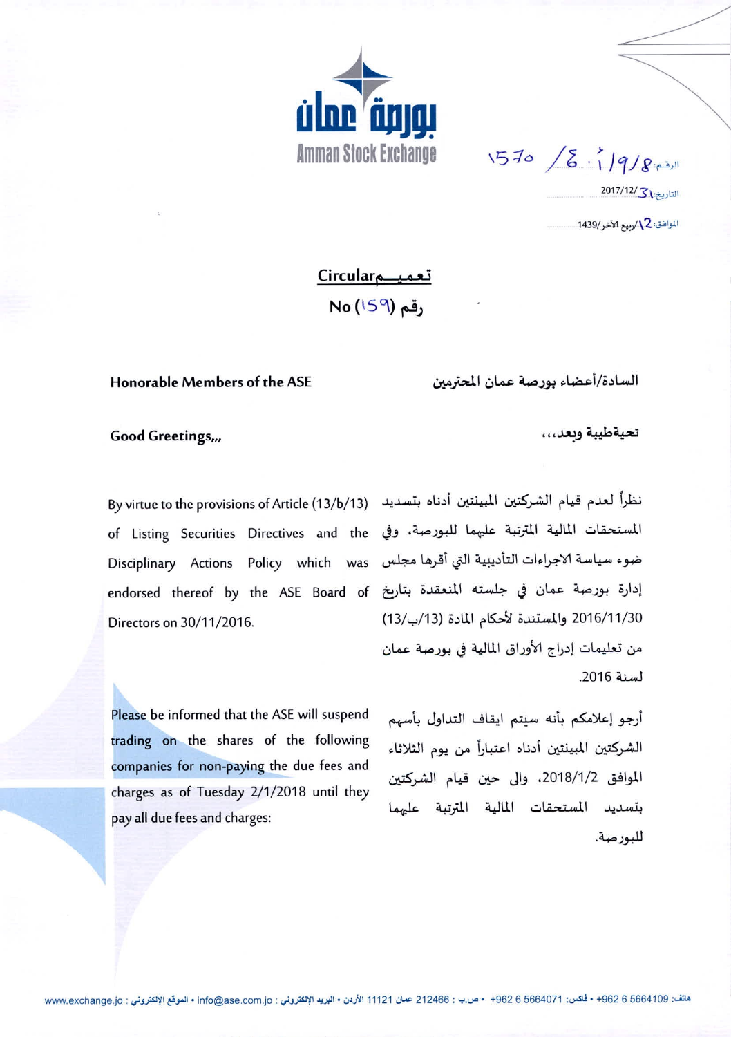بورصة عمان
Amman Stock Exchange

الرقم: 1570/٤٠/١/٩/٨

التاريخ: 2017/12/31

الموافق: 12/ربيع الآخر/1439

## Circular تعميم
## No (159) رقم

**Honorable Members of the ASE**

**السادة/أعضاء بورصة عمان المحترمين**

**Good Greetings,,,**

**تحيةطيبة وبعد،،،**

By virtue to the provisions of Article (13/b/13) of Listing Securities Directives and the Disciplinary Actions Policy which was endorsed thereof by the ASE Board of Directors on 30/11/2016.

نظراً لعدم قيام الشركتين المبينتين أدناه بتسديد المستحقات المالية المترتبة عليهما للبورصة، وفي ضوء سياسة الاجراءات التأديبية التي أقرها مجلس إدارة بورصة عمان في جلسته المنعقدة بتاريخ 2016/11/30 والمستندة لأحكام المادة (13/ب/13) من تعليمات إدراج الأوراق المالية في بورصة عمان لسنة 2016.

Please be informed that the ASE will suspend trading on the shares of the following companies for non-paying the due fees and charges as of Tuesday 2/1/2018 until they pay all due fees and charges:

أرجو إعلامكم بأنه سيتم ايقاف التداول بأسهم الشركتين المبينتين أدناه اعتباراً من يوم الثلاثاء الموافق 2018/1/2، والى حين قيام الشركتين بتسديد المستحقات المالية المترتبة عليهما للبورصة.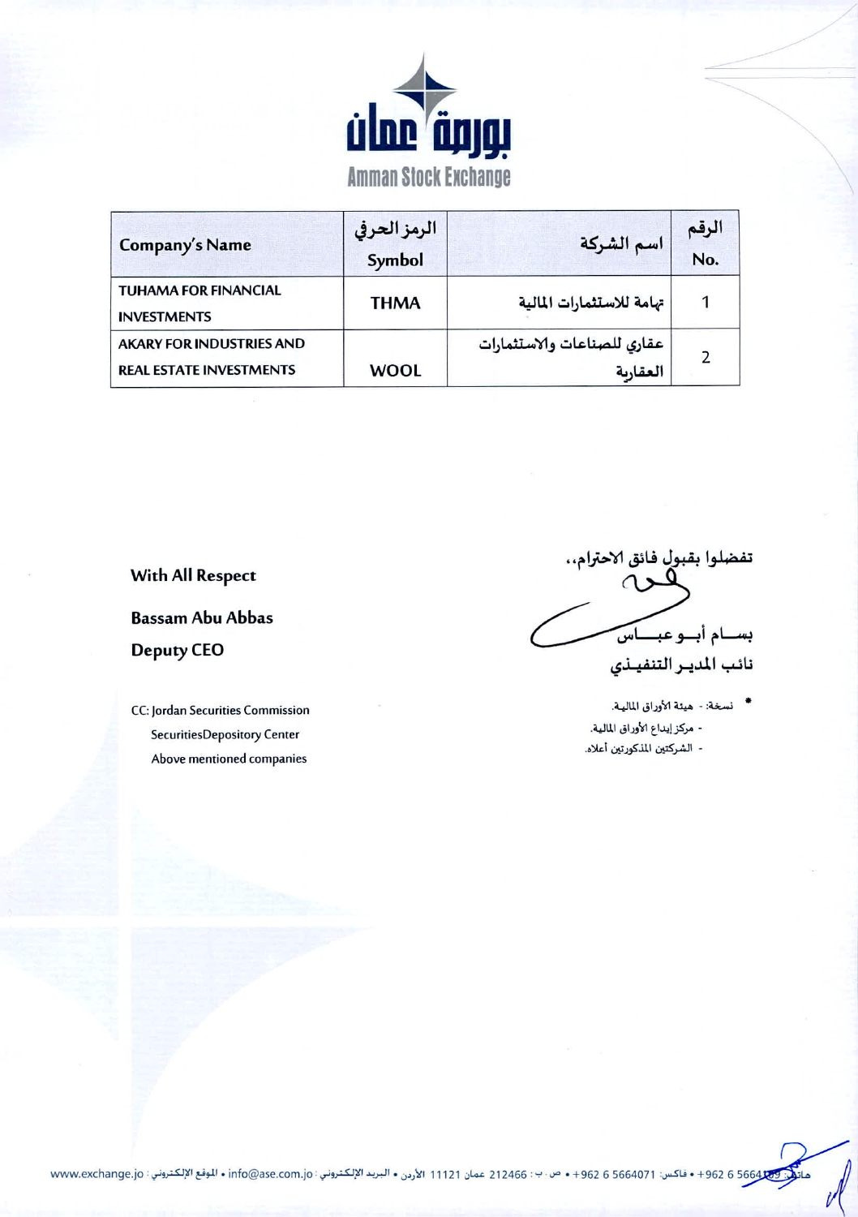بورصة عمان
Amman Stock Exchange

| Company's Name | الرمز الحرفي Symbol | اسم الشركة | الرقم No. |
|---|---|---|---|
| TUHAMA FOR FINANCIAL INVESTMENTS | THMA | تهامة للاستثمارات المالية | 1 |
| AKARY FOR INDUSTRIES AND REAL ESTATE INVESTMENTS | WOOL | عقاري للصناعات والاستثمارات العقارية | 2 |

تفضلوا بقبول فائق الاحترام،،

بسام أبو عباس
نائب المدير التنفيذي

* نسخة: - هيئة الأوراق المالية.
- مركز إيداع الأوراق المالية.
- الشركتين المذكورتين أعلاه.

With All Respect

**Bassam Abu Abbas**

**Deputy CEO**

CC: Jordan Securities Commission
SecuritiesDepository Center
Above mentioned companies

هاتف: 5664109 6 962+ • فاكس: 5664071 6 962+ • ص.ب: 212466 عمان 11121 الأردن • البريد الإلكتروني: info@ase.com.jo • الموقع الإلكتروني: www.exchange.jo